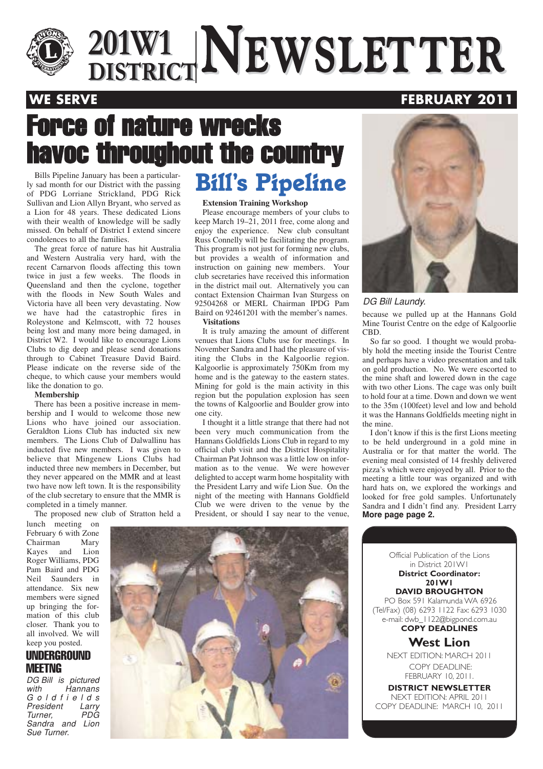# 201W1 DISTRICT NEWSLETTER

**WE SERVE** **FEBRUARY 2011**

# Force of nature wrecks havoc throughout the country

## Bill's Pipeline

Bills Pipeline January has been a particularly sad month for our District with the passing of PDG Lorriane Strickland, PDG Rick Sullivan and Lion Allyn Bryant, who served as a Lion for 48 years. These dedicated Lions with their wealth of knowledge will be sadly missed. On behalf of District I extend sincere condolences to all the families.

The great force of nature has hit Australia and Western Australia very hard, with the recent Carnarvon floods affecting this town twice in just a few weeks. The floods in Queensland and then the cyclone, together with the floods in New South Wales and Victoria have all been very devastating. Now we have had the catastrophic fires in Roleystone and Kelmscott, with 72 houses being lost and many more being damaged, in District W2. I would like to encourage Lions Clubs to dig deep and please send donations through to Cabinet Treasure David Baird. Please indicate on the reverse side of the cheque, to which cause your members would like the donation to go.

**Membership**

There has been a positive increase in membership and I would to welcome those new Lions who have joined our association. Geraldton Lions Club has inducted six new members. The Lions Club of Dalwallinu has inducted five new members. I was given to believe that Mingenew Lions Clubs had inducted three new members in December, but they never appeared on the MMR and at least two have now left town. It is the responsibility of the club secretary to ensure that the MMR is completed in a timely manner.

The proposed new club of Stratton held a lunch meeting on February 6 with Zone Chairman Mary Kayes and Lion Roger Williams, PDG Pam Baird and PDG Neil Saunders in attendance. Six new members were signed up bringing the formation of this club closer. Thank you to all involved. We will keep you posted.

**Extension Training Workshop**

Please encourage members of your clubs to keep March 19–21, 2011 free, come along and enjoy the experience. New club consultant Russ Connelly will be facilitating the program. This program is not just for forming new clubs, but provides a wealth of information and instruction on gaining new members. Your club secretaries have received this information in the district mail out. Alternatively you can contact Extension Chairman Ivan Sturgess on 92504268 or MERL Chairman IPDG Pam Baird on 92461201 with the member's names.

**Visitations**

It is truly amazing the amount of different venues that Lions Clubs use for meetings. In November Sandra and I had the pleasure of visiting the Clubs in the Kalgoorlie region. Kalgoorlie is approximately 750Km from my home and is the gateway to the eastern states. Mining for gold is the main activity in this region but the population explosion has seen the towns of Kalgoorlie and Boulder grow into one city.

I thought it a little strange that there had not been very much communication from the Hannans Goldfields Lions Club in regard to my official club visit and the District Hospitality Chairman Pat Johnson was a little low on information as to the venue. We were however delighted to accept warm home hospitality with the President Larry and wife Lion Sue. On the night of the meeting with Hannans Goldfield Club we were driven to the venue by the President, or should I say near to the venue, because we pulled up at the Hannans Gold Mine Tourist Centre on the edge of Kalgoorlie CBD.

*DG Bill Laundy.*

So far so good. I thought we would probably hold the meeting inside the Tourist Centre and perhaps have a video presentation and talk on gold production. No. We were escorted to the mine shaft and lowered down in the cage with two other Lions. The cage was only built to hold four at a time. Down and down we went to the 35m (100feet) level and low and behold it was the Hannans Goldfields meeting night in the mine.

I don't know if this is the first Lions meeting to be held underground in a gold mine in Australia or for that matter the world. The evening meal consisted of 14 freshly delivered pizza's which were enjoyed by all. Prior to the meeting a little tour was organized and with hard hats on, we explored the workings and looked for free gold samples. Unfortunately Sandra and I didn't find any. President Larry **More page page 2.**

### UNDERGROUND MEETNG

*DG Bill is pictured with Hannans Goldfields President Larry Turner, PDG Sandra and Lion Sue Turner.*

---

Official Publication of the Lions in District 201W1

**District Coordinator: 201W1**
**DAVID BROUGHTON**
PO Box 591 Kalamunda WA 6926
(Tel/Fax) (08) 6293 1122 Fax: 6293 1030
e-mail: dwb_1122@bigpond.com.au

**COPY DEADLINES**

**West Lion**
NEXT EDITION: MARCH 2011
COPY DEADLINE: FEBRUARY 10, 2011.

**DISTRICT NEWSLETTER**
NEXT EDITION: APRIL 2011
COPY DEADLINE: MARCH 10, 2011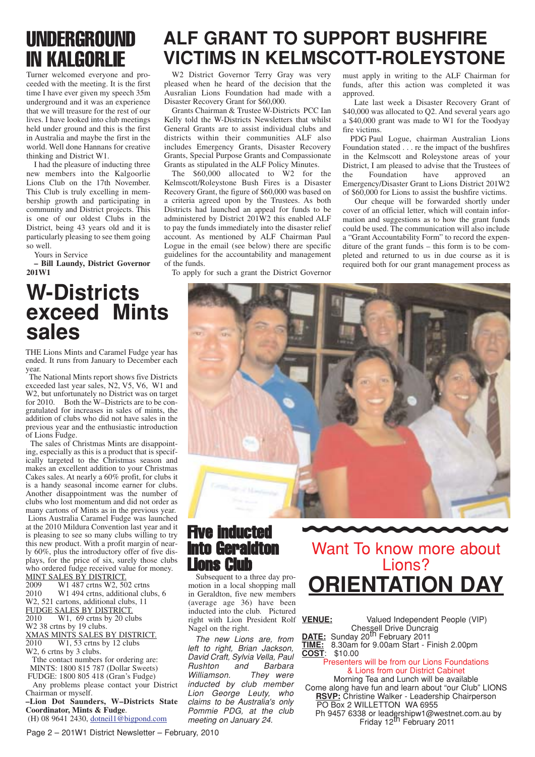## UNDERGROUND IN KALGORLIE

Turner welcomed everyone and proceeded with the meeting. It is the first time I have ever given my speech 35m underground and it was an experience that we will treasure for the rest of our lives. I have looked into club meetings held under ground and this is the first in Australia and maybe the first in the world. Well done Hannans for creative thinking and District W1.

I had the pleasure of inducting three new members into the Kalgoorlie Lions Club on the 17th November. This Club is truly excelling in membership growth and participating in community and District projects. This is one of our oldest Clubs in the District, being 43 years old and it is particularly pleasing to see them going so well.

Yours in Service

**– Bill Laundy, District Governor 201W1**

# ALF GRANT TO SUPPORT BUSHFIRE VICTIMS IN KELMSCOTT-ROLEYSTONE

W2 District Governor Terry Gray was very pleased when he heard of the decision that the Ausralian Lions Foundation had made with a Disaster Recovery Grant for $60,000.

Grants Chairman & Trustee W-Districts PCC Ian Kelly told the W-Districts Newsletters that whilst General Grants are to assist individual clubs and districts within their communities ALF also includes Emergency Grants, Disaster Recovery Grants, Special Purpose Grants and Compassionate Grants as stipulated in the ALF Policy Minutes.

The $60,000 allocated to W2 for the Kelmscott/Roleystone Bush Fires is a Disaster Recovery Grant, the figure of $60,000 was based on a criteria agreed upon by the Trustees. As both Districts had launched an appeal for funds to be administered by District 201W2 this enabled ALF to pay the funds immediately into the disaster relief account. As mentioned by ALF Chairman Paul Logue in the email (see below) there are specific guidelines for the accountability and management of the funds.

To apply for such a grant the District Governor must apply in writing to the ALF Chairman for funds, after this action was completed it was approved.

Late last week a Disaster Recovery Grant of $40,000 was allocated to Q2. And several years ago a $40,000 grant was made to W1 for the Toodyay fire victims.

PDG Paul Logue, chairman Australian Lions Foundation stated . . . re the impact of the bushfires in the Kelmscott and Roleystone areas of your District, I am pleased to advise that the Trustees of the Foundation have approved an Emergency/Disaster Grant to Lions District 201W2 of $60,000 for Lions to assist the bushfire victims.

Our cheque will be forwarded shortly under cover of an official letter, which will contain information and suggestions as to how the grant funds could be used. The communication will also include a "Grant Accountability Form" to record the expenditure of the grant funds – this form is to be completed and returned to us in due course as it is required both for our grant management process as

# W-Districts exceed Mints sales

THE Lions Mints and Caramel Fudge year has ended. It runs from January to December each year.

The National Mints report shows five Districts exceeded last year sales, N2, V5, V6, W1 and W2, but unfortunately no District was on target for 2010. Both the W–Districts are to be congratulated for increases in sales of mints, the addition of clubs who did not have sales in the previous year and the enthusiastic introduction of Lions Fudge.

The sales of Christmas Mints are disappointing, especially as this is a product that is specifically targeted to the Christmas season and makes an excellent addition to your Christmas Cakes sales. At nearly a 60% profit, for clubs it is a handy seasonal income earner for clubs. Another disappointment was the number of clubs who lost momentum and did not order as many cartons of Mints as in the previous year.

Lions Australia Caramel Fudge was launched at the 2010 Mildura Convention last year and it is pleasing to see so many clubs willing to try this new product. With a profit margin of nearly 60%, plus the introductory offer of five displays, for the price of six, surely those clubs who ordered fudge received value for money.

MINT SALES BY DISTRICT.

2009 W1 487 crtns W2, 502 crtns

2010 W1 494 crtns, additional clubs, 6

W2, 521 cartons, additional clubs, 11

FUDGE SALES BY DISTRICT.

2010 W1, 69 crtns by 20 clubs

W2 38 crtns by 19 clubs.

XMAS MINTS SALES BY DISTRICT.

2010 W1, 53 crtns by 12 clubs

W2, 6 crtns by 3 clubs.

Tthe contact numbers for ordering are:

MINTS: 1800 815 787 (Dollar Sweets)

FUDGE: 1800 805 418 (Gran's Fudge)

Any problems please contact your District Chairman or myself.

**–Lion Dot Saunders, W–Districts State Coordinator, Mints & Fudge**.

(H) 08 9641 2430, dotneil1@bigpond.com

## Five Inducted Into Geraldton Lions Club

Subsequent to a three day promotion in a local shopping mall in Geraldton, five new members (average age 36) have been inducted into the club. Pictured right with Lion President Rolf Nagel on the right.

*The new Lions are, from left to right, Brian Jackson, David Craft, Sylvia Vella, Paul Rushton and Barbara Williamson. They were inducted by club member Lion George Leuty, who claims to be Australia's only Pommie PDG, at the club meeting on January 24.*

## Want To know more about Lions?

# ORIENTATION DAY

**VENUE:** Valued Independent People (VIP) Chessell Drive Duncraig

**DATE:** Sunday 20th February 2011

**TIME:** 8.30am for 9.00am Start - Finish 2.00pm

**COST**: $10.00

Presenters will be from our Lions Foundations & Lions from our District Cabinet

Morning Tea and Lunch will be available

Come along have fun and learn about "our Club" LIONS

**RSVP:** Christine Walker - Leadership Chairperson

PO Box 2 WILLETTON WA 6955

Ph 9457 6338 or leadershipw1@westnet.com.au by Friday 12th February 2011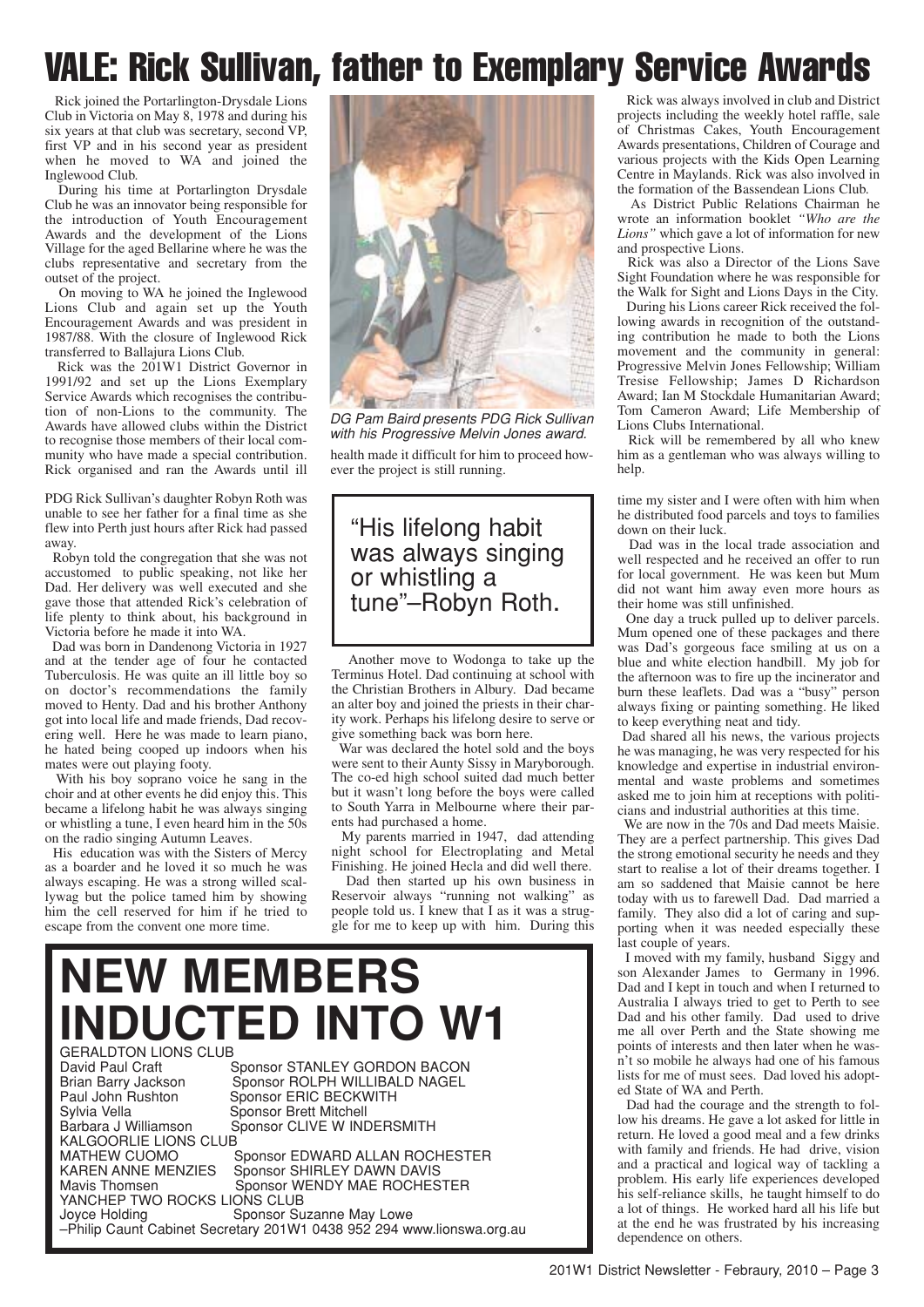# VALE: Rick Sullivan, father to Exemplary Service Awards

Rick joined the Portarlington-Drysdale Lions Club in Victoria on May 8, 1978 and during his six years at that club was secretary, second VP, first VP and in his second year as president when he moved to WA and joined the Inglewood Club.

During his time at Portarlington Drysdale Club he was an innovator being responsible for the introduction of Youth Encouragement Awards and the development of the Lions Village for the aged Bellarine where he was the clubs representative and secretary from the outset of the project.

On moving to WA he joined the Inglewood Lions Club and again set up the Youth Encouragement Awards and was president in 1987/88. With the closure of Inglewood Rick transferred to Ballajura Lions Club.

Rick was the 201W1 District Governor in 1991/92 and set up the Lions Exemplary Service Awards which recognises the contribution of non-Lions to the community. The Awards have allowed clubs within the District to recognise those members of their local community who have made a special contribution. Rick organised and ran the Awards until ill health made it difficult for him to proceed however the project is still running.

*DG Pam Baird presents PDG Rick Sullivan with his Progressive Melvin Jones award.*

Rick was always involved in club and District projects including the weekly hotel raffle, sale of Christmas Cakes, Youth Encouragement Awards presentations, Children of Courage and various projects with the Kids Open Learning Centre in Maylands. Rick was also involved in the formation of the Bassendean Lions Club.

As District Public Relations Chairman he wrote an information booklet *"Who are the Lions"* which gave a lot of information for new and prospective Lions.

Rick was also a Director of the Lions Save Sight Foundation where he was responsible for the Walk for Sight and Lions Days in the City.

During his Lions career Rick received the following awards in recognition of the outstanding contribution he made to both the Lions movement and the community in general: Progressive Melvin Jones Fellowship; William Tresise Fellowship; James D Richardson Award; Ian M Stockdale Humanitarian Award; Tom Cameron Award; Life Membership of Lions Clubs International.

Rick will be remembered by all who knew him as a gentleman who was always willing to help.

PDG Rick Sullivan's daughter Robyn Roth was unable to see her father for a final time as she flew into Perth just hours after Rick had passed away.

Robyn told the congregation that she was not accustomed to public speaking, not like her Dad. Her delivery was well executed and she gave those that attended Rick's celebration of life plenty to think about, his background in Victoria before he made it into WA.

Dad was born in Dandenong Victoria in 1927 and at the tender age of four he contacted Tuberculosis. He was quite an ill little boy so on doctor's recommendations the family moved to Henty. Dad and his brother Anthony got into local life and made friends, Dad recovering well. Here he was made to learn piano, he hated being cooped up indoors when his mates were out playing footy.

With his boy soprano voice he sang in the choir and at other events he did enjoy this. This became a lifelong habit he was always singing or whistling a tune, I even heard him in the 50s on the radio singing Autumn Leaves.

His education was with the Sisters of Mercy as a boarder and he loved it so much he was always escaping. He was a strong willed scallywag but the police tamed him by showing him the cell reserved for him if he tried to escape from the convent one more time.

> "His lifelong habit was always singing or whistling a tune"–Robyn Roth.

Another move to Wodonga to take up the Terminus Hotel. Dad continuing at school with the Christian Brothers in Albury. Dad became an alter boy and joined the priests in their charity work. Perhaps his lifelong desire to serve or give something back was born here.

War was declared the hotel sold and the boys were sent to their Aunty Sissy in Maryborough. The co-ed high school suited dad much better but it wasn't long before the boys were called to South Yarra in Melbourne where their parents had purchased a home.

My parents married in 1947, dad attending night school for Electroplating and Metal Finishing. He joined Hecla and did well there.

Dad then started up his own business in Reservoir always "running not walking" as people told us. I knew that I as it was a struggle for me to keep up with him. During this time my sister and I were often with him when he distributed food parcels and toys to families down on their luck.

Dad was in the local trade association and well respected and he received an offer to run for local government. He was keen but Mum did not want him away even more hours as their home was still unfinished.

One day a truck pulled up to deliver parcels. Mum opened one of these packages and there was Dad's gorgeous face smiling at us on a blue and white election handbill. My job for the afternoon was to fire up the incinerator and burn these leaflets. Dad was a "busy" person always fixing or painting something. He liked to keep everything neat and tidy.

Dad shared all his news, the various projects he was managing, he was very respected for his knowledge and expertise in industrial environmental and waste problems and sometimes asked me to join him at receptions with politicians and industrial authorities at this time.

We are now in the 70s and Dad meets Maisie. They are a perfect partnership. This gives Dad the strong emotional security he needs and they start to realise a lot of their dreams together. I am so saddened that Maisie cannot be here today with us to farewell Dad. Dad married a family. They also did a lot of caring and supporting when it was needed especially these last couple of years.

I moved with my family, husband Siggy and son Alexander James to Germany in 1996. Dad and I kept in touch and when I returned to Australia I always tried to get to Perth to see Dad and his other family. Dad used to drive me all over Perth and the State showing me points of interests and then later when he wasn't so mobile he always had one of his famous lists for me of must sees. Dad loved his adopted State of WA and Perth.

Dad had the courage and the strength to follow his dreams. He gave a lot asked for little in return. He loved a good meal and a few drinks with family and friends. He had drive, vision and a practical and logical way of tackling a problem. His early life experiences developed his self-reliance skills, he taught himself to do a lot of things. He worked hard all his life but at the end he was frustrated by his increasing dependence on others.

# NEW MEMBERS INDUCTED INTO W1

**GERALDTON LIONS CLUB**

| Member | Sponsor |
|---|---|
| David Paul Craft | Sponsor STANLEY GORDON BACON |
| Brian Barry Jackson | Sponsor ROLPH WILLIBALD NAGEL |
| Paul John Rushton | Sponsor ERIC BECKWITH |
| Sylvia Vella | Sponsor Brett Mitchell |
| Barbara J Williamson | Sponsor CLIVE W INDERSMITH |

**KALGOORLIE LIONS CLUB**

| Member | Sponsor |
|---|---|
| MATHEW CUOMO | Sponsor EDWARD ALLAN ROCHESTER |
| KAREN ANNE MENZIES | Sponsor SHIRLEY DAWN DAVIS |
| Mavis Thomsen | Sponsor WENDY MAE ROCHESTER |

**YANCHEP TWO ROCKS LIONS CLUB**

| Member | Sponsor |
|---|---|
| Joyce Holding | Sponsor Suzanne May Lowe |

–Philip Caunt Cabinet Secretary 201W1 0438 952 294 www.lionswa.org.au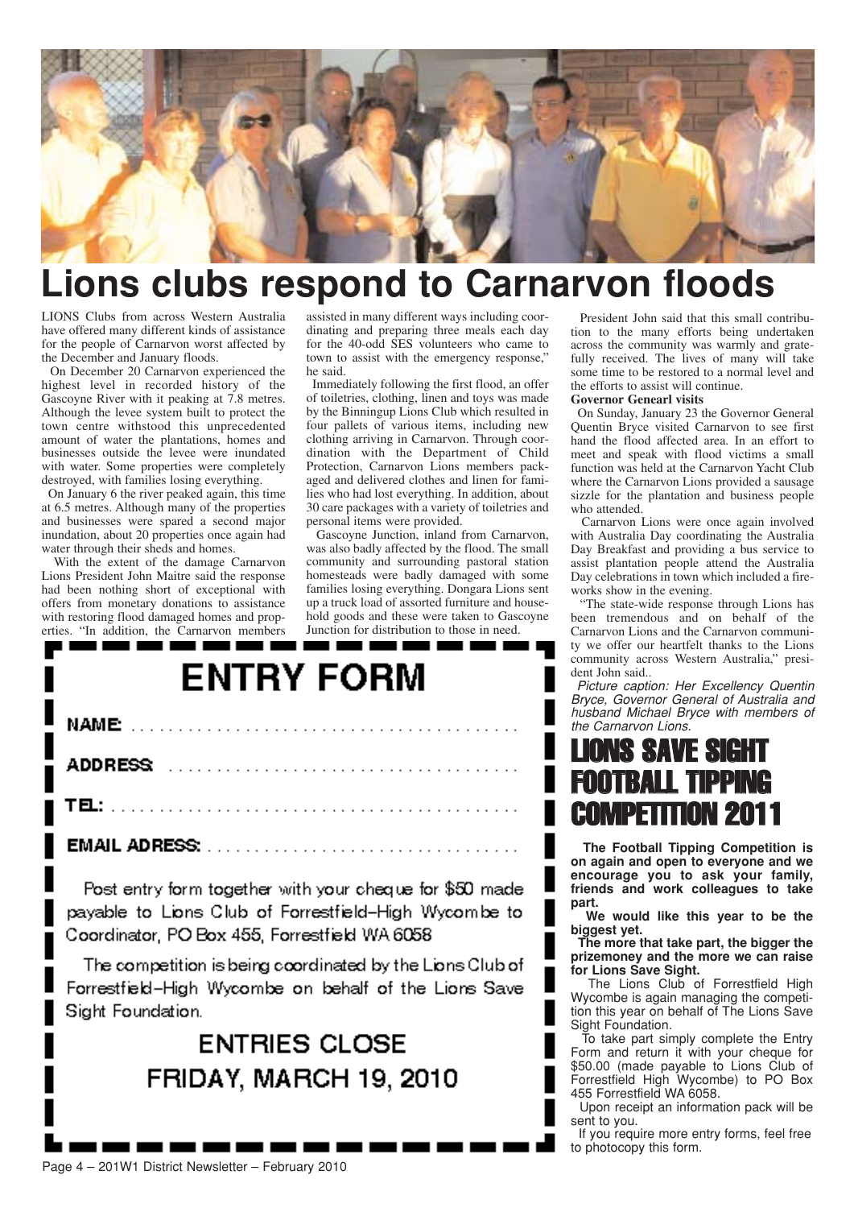# Lions clubs respond to Carnarvon floods

LIONS Clubs from across Western Australia have offered many different kinds of assistance for the people of Carnarvon worst affected by the December and January floods.

On December 20 Carnarvon experienced the highest level in recorded history of the Gascoyne River with it peaking at 7.8 metres. Although the levee system built to protect the town centre withstood this unprecedented amount of water the plantations, homes and businesses outside the levee were inundated with water. Some properties were completely destroyed, with families losing everything.

On January 6 the river peaked again, this time at 6.5 metres. Although many of the properties and businesses were spared a second major inundation, about 20 properties once again had water through their sheds and homes.

With the extent of the damage Carnarvon Lions President John Maitre said the response had been nothing short of exceptional with offers from monetary donations to assistance with restoring flood damaged homes and properties. "In addition, the Carnarvon members assisted in many different ways including coordinating and preparing three meals each day for the 40-odd SES volunteers who came to town to assist with the emergency response," he said.

Immediately following the first flood, an offer of toiletries, clothing, linen and toys was made by the Binningup Lions Club which resulted in four pallets of various items, including new clothing arriving in Carnarvon. Through coordination with the Department of Child Protection, Carnarvon Lions members packaged and delivered clothes and linen for families who had lost everything. In addition, about 30 care packages with a variety of toiletries and personal items were provided.

Gascoyne Junction, inland from Carnarvon, was also badly affected by the flood. The small community and surrounding pastoral station homesteads were badly damaged with some families losing everything. Dongara Lions sent up a truck load of assorted furniture and household goods and these were taken to Gascoyne Junction for distribution to those in need.

President John said that this small contribution to the many efforts being undertaken across the community was warmly and gratefully received. The lives of many will take some time to be restored to a normal level and the efforts to assist will continue.

**Governor Genearl visits**

On Sunday, January 23 the Governor General Quentin Bryce visited Carnarvon to see first hand the flood affected area. In an effort to meet and speak with flood victims a small function was held at the Carnarvon Yacht Club where the Carnarvon Lions provided a sausage sizzle for the plantation and business people who attended.

Carnarvon Lions were once again involved with Australia Day coordinating the Australia Day Breakfast and providing a bus service to assist plantation people attend the Australia Day celebrations in town which included a fireworks show in the evening.

"The state-wide response through Lions has been tremendous and on behalf of the Carnarvon Lions and the Carnarvon community we offer our heartfelt thanks to the Lions community across Western Australia," president John said..

*Picture caption: Her Excellency Quentin Bryce, Governor General of Australia and husband Michael Bryce with members of the Carnarvon Lions.*

# LIONS SAVE SIGHT FOOTBALL TIPPING COMPETITION 2011

**The Football Tipping Competition is on again and open to everyone and we encourage you to ask your family, friends and work colleagues to take part.**

**We would like this year to be the biggest yet.**

**The more that take part, the bigger the prizemoney and the more we can raise for Lions Save Sight.**

The Lions Club of Forrestfield High Wycombe is again managing the competition this year on behalf of The Lions Save Sight Foundation.

To take part simply complete the Entry Form and return it with your cheque for $50.00 (made payable to Lions Club of Forrestfield High Wycombe) to PO Box 455 Forrestfield WA 6058.

Upon receipt an information pack will be sent to you.

If you require more entry forms, feel free to photocopy this form.

## ENTRY FORM

NAME ........................................

ADDRESS ....................................

TEL: ..........................................

EMAIL ADRESS: ............................

Post entry form together with your cheque for $50 made payable to Lions Club of Forrestfield–High Wycombe to Coordinator, PO Box 455, Forrestfield WA 6058

The competition is being coordinated by the Lions Club of Forrestfield–High Wycombe on behalf of the Lions Save Sight Foundation.

**ENTRIES CLOSE FRIDAY, MARCH 19, 2010**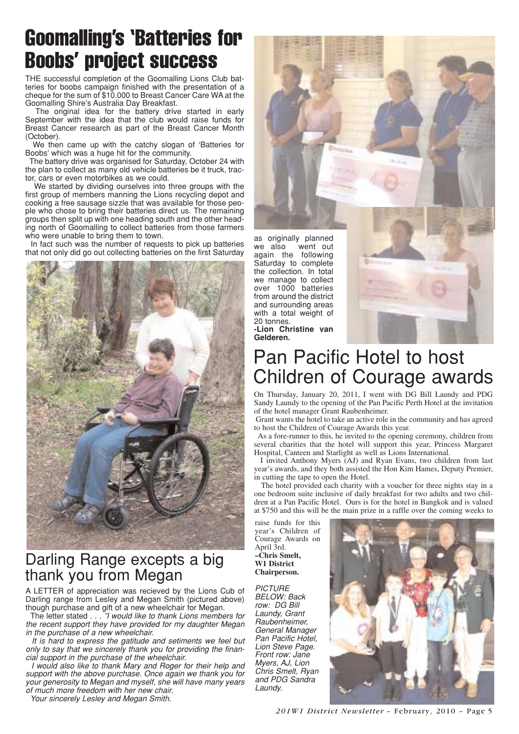# Goomalling's 'Batteries for Boobs' project success

THE successful completion of the Goomalling Lions Club batteries for boobs campaign finished with the presentation of a cheque for the sum of $10.000 to Breast Cancer Care WA at the Goomalling Shire's Australia Day Breakfast.

The original idea for the battery drive started in early September with the idea that the club would raise funds for Breast Cancer research as part of the Breast Cancer Month (October).

We then came up with the catchy slogan of 'Batteries for Boobs' which was a huge hit for the community.

The battery drive was organised for Saturday, October 24 with the plan to collect as many old vehicle batteries be it truck, tractor, cars or even motorbikes as we could.

We started by dividing ourselves into three groups with the first group of members manning the Lions recycling depot and cooking a free sausage sizzle that was available for those people who chose to bring their batteries direct us. The remaining groups then split up with one heading south and the other heading north of Goomalling to collect batteries from those farmers who were unable to bring them to town.

In fact such was the number of requests to pick up batteries that not only did go out collecting batteries on the first Saturday as originally planned we also went out again the following Saturday to complete the collection. In total we manage to collect over 1000 batteries from around the district and surrounding areas with a total weight of 20 tonnes.

**-Lion Christine van Gelderen.**

## Darling Range excepts a big thank you from Megan

A LETTER of appreciation was recieved by the Lions Cub of Darling range from Lesley and Megan Smith (pictured above) though purchase and gift of a new wheelchair for Megan.

The letter stated . . . *"I would like to thank Lions members for the recent support they have provided for my daughter Megan in the purchase of a new wheelchair.*

*It is hard to express the gatitude and setiments we feel but only to say that we sincerely thank you for providing the financial support in the purchase of the wheelchair.*

*I would also like to thank Mary and Roger for their help and support with the above purchase. Once again we thank you for your generosity to Megan and myself, she will have many years of much more freedom with her new chair.*

*Your sincerely Lesley and Megan Smith.*

# Pan Pacific Hotel to host Children of Courage awards

On Thursday, January 20, 2011, I went with DG Bill Laundy and PDG Sandy Laundy to the opening of the Pan Pacific Perth Hotel at the invitation of the hotel manager Grant Raubenheimer.

Grant wants the hotel to take an active role in the community and has agreed to host the Children of Courage Awards this year.

As a fore-runner to this, he invited to the opening ceremony, children from several charities that the hotel will support this year, Princess Margaret Hospital, Canteen and Starlight as well as Lions International.

I invited Anthony Myers (AJ) and Ryan Evans, two children from last year's awards, and they both assisted the Hon Kim Hames, Deputy Premier, in cutting the tape to open the Hotel.

The hotel provided each charity with a voucher for three nights stay in a one bedroom suite inclusive of daily breakfast for two adults and two children at a Pan Pacific Hotel. Ours is for the hotel in Bangkok and is valued at $750 and this will be the main prize in a raffle over the coming weeks to raise funds for this year's Children of Courage Awards on April 3rd.

**–Chris Smelt, W1 District Chairperson.**

*PICTURE BELOW: Back row: DG Bill Laundy, Grant Raubenheimer, General Manager Pan Pacific Hotel, Lion Steve Page. Front row: Jane Myers, AJ, Lion Chris Smelt, Ryan and PDG Sandra Laundy.*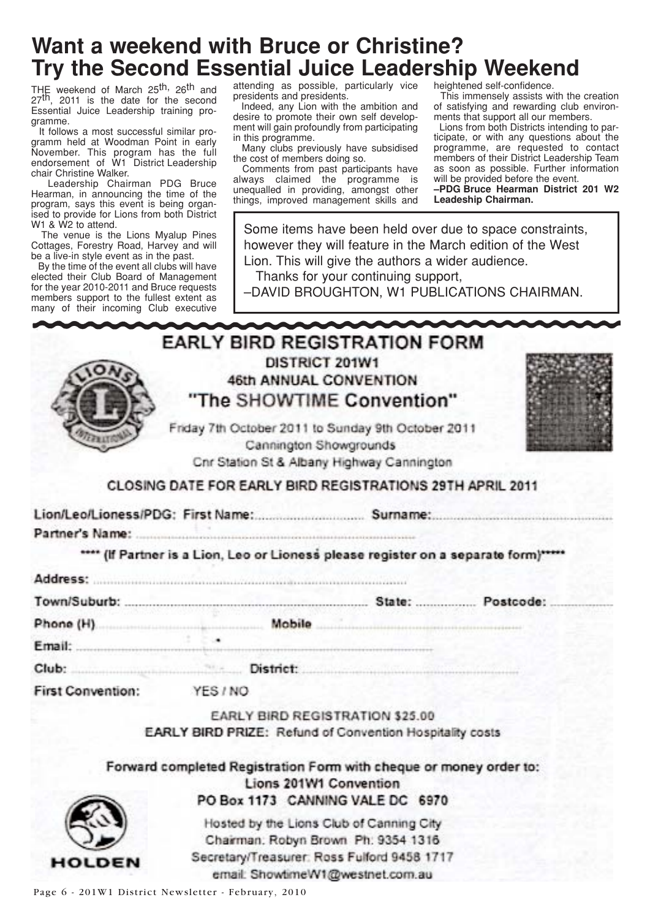# Want a weekend with Bruce or Christine? Try the Second Essential Juice Leadership Weekend

THE weekend of March 25th, 26th and 27th, 2011 is the date for the second Essential Juice Leadership training programme.

It follows a most successful similar programm held at Woodman Point in early November. This program has the full endorsement of W1 District Leadership chair Christine Walker.

Leadership Chairman PDG Bruce Hearman, in announcing the time of the program, says this event is being organised to provide for Lions from both District W1 & W2 to attend.

The venue is the Lions Myalup Pines Cottages, Forestry Road, Harvey and will be a live-in style event as in the past.

By the time of the event all clubs will have elected their Club Board of Management for the year 2010-2011 and Bruce requests members support to the fullest extent as many of their incoming Club executive attending as possible, particularly vice presidents and presidents.

Indeed, any Lion with the ambition and desire to promote their own self development will gain profoundly from participating in this programme.

Many clubs previously have subsidised the cost of members doing so.

Comments from past participants have always claimed the programme is unequalled in providing, amongst other things, improved management skills and heightened self-confidence.

This immensely assists with the creation of satisfying and rewarding club environments that support all our members.

Lions from both Districts intending to participate, or with any questions about the programme, are requested to contact members of their District Leadership Team as soon as possible. Further information will be provided before the event.

**–PDG Bruce Hearman District 201 W2 Leadeship Chairman.**

Some items have been held over due to space constraints, however they will feature in the March edition of the West Lion. This will give the authors a wider audience.

Thanks for your continuing support,

–DAVID BROUGHTON, W1 PUBLICATIONS CHAIRMAN.

## EARLY BIRD REGISTRATION FORM

DISTRICT 201W1

46th ANNUAL CONVENTION

"The SHOWTIME Convention"

Friday 7th October 2011 to Sunday 9th October 2011

Cannington Showgrounds

Cnr Station St & Albany Highway Cannington

**CLOSING DATE FOR EARLY BIRD REGISTRATIONS 29TH APRIL 2011**

Lion/Leo/Lioness/PDG: First Name:.............................. Surname:..............................

Partner's Name: ..............................

**** (If Partner is a Lion, Leo or Lioness please register on a separate form)*****

Address: ..............................

Town/Suburb: .............................. State: .............. Postcode: ..............

Phone (H).............................. Mobile ..............................

Email: ..............................

Club: .............................. District: ..............................

First Convention: YES / NO

EARLY BIRD REGISTRATION $25.00

EARLY BIRD PRIZE: Refund of Convention Hospitality costs

Forward completed Registration Form with cheque or money order to:

Lions 201W1 Convention

PO Box 1173 CANNING VALE DC 6970

Hosted by the Lions Club of Canning City

Chairman: Robyn Brown Ph: 9354 1316

Secretary/Treasurer: Ross Fulford 9458 1717

email: ShowtimeW1@westnet.com.au

HOLDEN